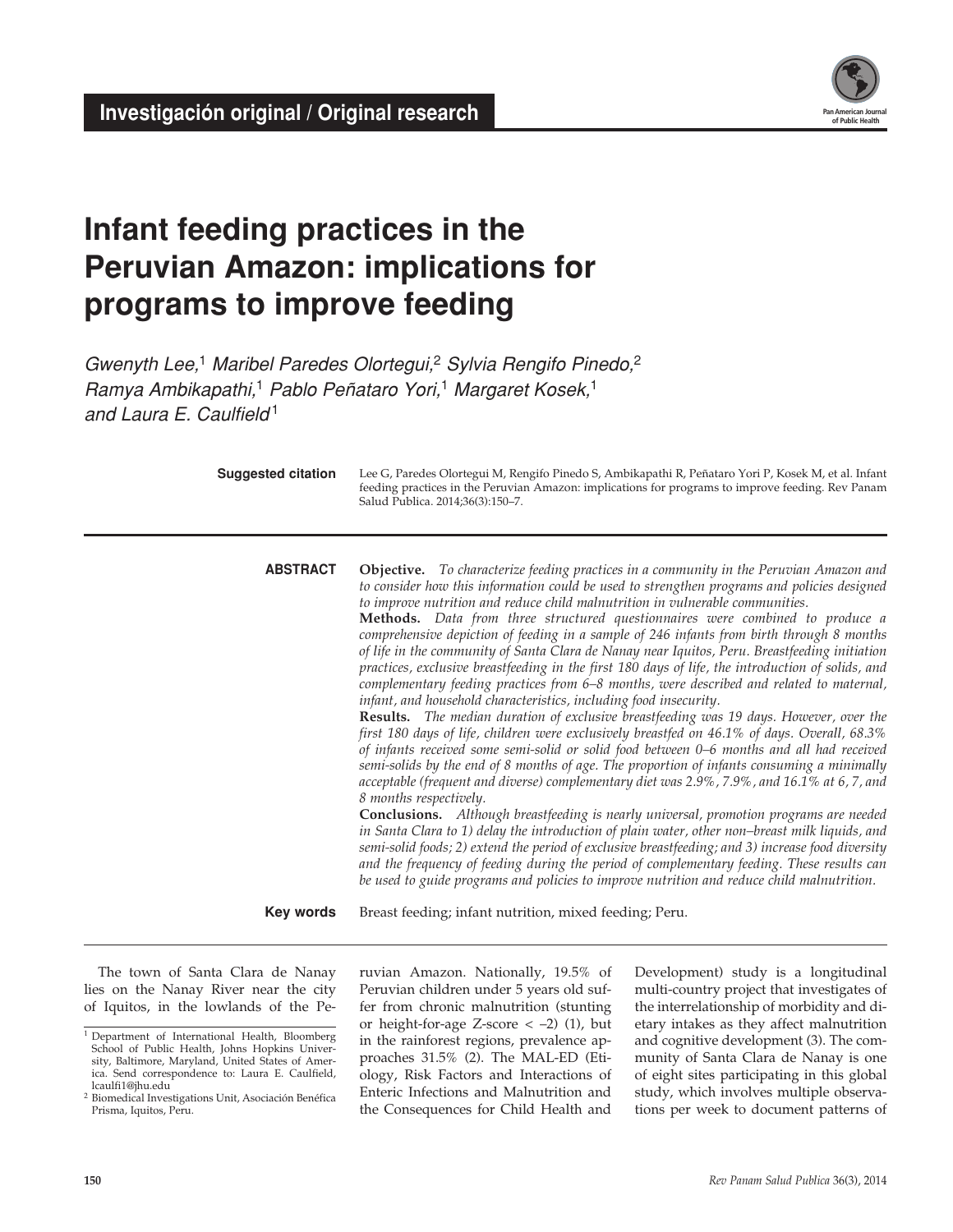**Investigación original / Original research**

# Infant feeding practices in the Peruvian Amazon: implications for programs to improve feeding

*Gwenyth Lee,[1] Maribel Paredes Olortegui,[2] Sylvia Rengifo Pinedo,[2] Ramya Ambikapathi,[1] Pablo Peñataro Yori,[1] Margaret Kosek,[1] and Laura E. Caulfield[1]*

**Suggested citation** Lee G, Paredes Olortegui M, Rengifo Pinedo S, Ambikapathi R, Peñataro Yori P, Kosek M, et al. Infant feeding practices in the Peruvian Amazon: implications for programs to improve feeding. Rev Panam Salud Publica. 2014;36(3):150–7.

**ABSTRACT**

**Objective.** *To characterize feeding practices in a community in the Peruvian Amazon and to consider how this information could be used to strengthen programs and policies designed to improve nutrition and reduce child malnutrition in vulnerable communities.*

**Methods.** *Data from three structured questionnaires were combined to produce a comprehensive depiction of feeding in a sample of 246 infants from birth through 8 months of life in the community of Santa Clara de Nanay near Iquitos, Peru. Breastfeeding initiation practices, exclusive breastfeeding in the first 180 days of life, the introduction of solids, and complementary feeding practices from 6–8 months, were described and related to maternal, infant, and household characteristics, including food insecurity.*

**Results.** *The median duration of exclusive breastfeeding was 19 days. However, over the first 180 days of life, children were exclusively breastfed on 46.1% of days. Overall, 68.3% of infants received some semi-solid or solid food between 0–6 months and all had received semi-solids by the end of 8 months of age. The proportion of infants consuming a minimally acceptable (frequent and diverse) complementary diet was 2.9%, 7.9%, and 16.1% at 6, 7, and 8 months respectively.*

**Conclusions.** *Although breastfeeding is nearly universal, promotion programs are needed in Santa Clara to 1) delay the introduction of plain water, other non–breast milk liquids, and semi-solid foods; 2) extend the period of exclusive breastfeeding; and 3) increase food diversity and the frequency of feeding during the period of complementary feeding. These results can be used to guide programs and policies to improve nutrition and reduce child malnutrition.*

**Key words** Breast feeding; infant nutrition, mixed feeding; Peru.

The town of Santa Clara de Nanay lies on the Nanay River near the city of Iquitos, in the lowlands of the Peruvian Amazon. Nationally, 19.5% of Peruvian children under 5 years old suffer from chronic malnutrition (stunting or height-for-age Z-score < –2) (1), but in the rainforest regions, prevalence approaches 31.5% (2). The MAL-ED (Etiology, Risk Factors and Interactions of Enteric Infections and Malnutrition and the Consequences for Child Health and Development) study is a longitudinal multi-country project that investigates of the interrelationship of morbidity and dietary intakes as they affect malnutrition and cognitive development (3). The community of Santa Clara de Nanay is one of eight sites participating in this global study, which involves multiple observations per week to document patterns of

[1] Department of International Health, Bloomberg School of Public Health, Johns Hopkins University, Baltimore, Maryland, United States of America. Send correspondence to: Laura E. Caulfield, lcaulfi1@jhu.edu

[2] Biomedical Investigations Unit, Asociación Benéfica Prisma, Iquitos, Peru.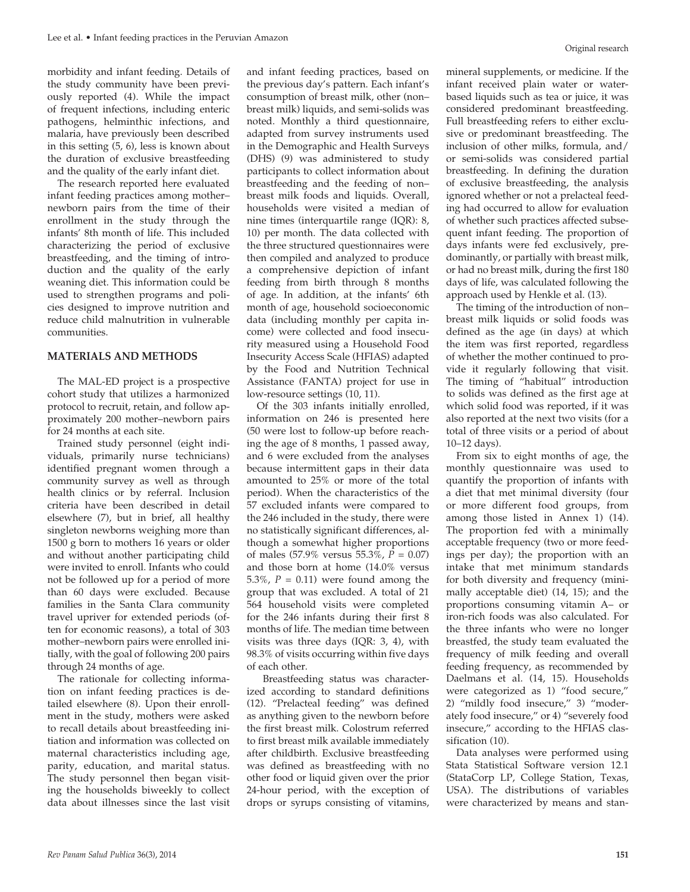morbidity and infant feeding. Details of the study community have been previously reported (4). While the impact of frequent infections, including enteric pathogens, helminthic infections, and malaria, have previously been described in this setting (5, 6), less is known about the duration of exclusive breastfeeding and the quality of the early infant diet.

The research reported here evaluated infant feeding practices among mother–newborn pairs from the time of their enrollment in the study through the infants' 8th month of life. This included characterizing the period of exclusive breastfeeding, and the timing of introduction and the quality of the early weaning diet. This information could be used to strengthen programs and policies designed to improve nutrition and reduce child malnutrition in vulnerable communities.

## MATERIALS AND METHODS

The MAL-ED project is a prospective cohort study that utilizes a harmonized protocol to recruit, retain, and follow approximately 200 mother–newborn pairs for 24 months at each site.

Trained study personnel (eight individuals, primarily nurse technicians) identified pregnant women through a community survey as well as through health clinics or by referral. Inclusion criteria have been described in detail elsewhere (7), but in brief, all healthy singleton newborns weighing more than 1500 g born to mothers 16 years or older and without another participating child were invited to enroll. Infants who could not be followed up for a period of more than 60 days were excluded. Because families in the Santa Clara community travel upriver for extended periods (often for economic reasons), a total of 303 mother–newborn pairs were enrolled initially, with the goal of following 200 pairs through 24 months of age.

The rationale for collecting information on infant feeding practices is detailed elsewhere (8). Upon their enrollment in the study, mothers were asked to recall details about breastfeeding initiation and information was collected on maternal characteristics including age, parity, education, and marital status. The study personnel then began visiting the households biweekly to collect data about illnesses since the last visit and infant feeding practices, based on the previous day's pattern. Each infant's consumption of breast milk, other (non–breast milk) liquids, and semi-solids was noted. Monthly a third questionnaire, adapted from survey instruments used in the Demographic and Health Surveys (DHS) (9) was administered to study participants to collect information about breastfeeding and the feeding of non–breast milk foods and liquids. Overall, households were visited a median of nine times (interquartile range (IQR): 8, 10) per month. The data collected with the three structured questionnaires were then compiled and analyzed to produce a comprehensive depiction of infant feeding from birth through 8 months of age. In addition, at the infants' 6th month of age, household socioeconomic data (including monthly per capita income) were collected and food insecurity measured using a Household Food Insecurity Access Scale (HFIAS) adapted by the Food and Nutrition Technical Assistance (FANTA) project for use in low-resource settings (10, 11).

Of the 303 infants initially enrolled, information on 246 is presented here (50 were lost to follow-up before reaching the age of 8 months, 1 passed away, and 6 were excluded from the analyses because intermittent gaps in their data amounted to 25% or more of the total period). When the characteristics of the 57 excluded infants were compared to the 246 included in the study, there were no statistically significant differences, although a somewhat higher proportions of males (57.9% versus 55.3%, $P = 0.07$) and those born at home (14.0% versus 5.3%, $P = 0.11$) were found among the group that was excluded. A total of 21 564 household visits were completed for the 246 infants during their first 8 months of life. The median time between visits was three days (IQR: 3, 4), with 98.3% of visits occurring within five days of each other.

Breastfeeding status was characterized according to standard definitions (12). "Prelacteal feeding" was defined as anything given to the newborn before the first breast milk. Colostrum referred to first breast milk available immediately after childbirth. Exclusive breastfeeding was defined as breastfeeding with no other food or liquid given over the prior 24-hour period, with the exception of drops or syrups consisting of vitamins, mineral supplements, or medicine. If the infant received plain water or water-based liquids such as tea or juice, it was considered predominant breastfeeding. Full breastfeeding refers to either exclusive or predominant breastfeeding. The inclusion of other milks, formula, and/or semi-solids was considered partial breastfeeding. In defining the duration of exclusive breastfeeding, the analysis ignored whether or not a prelacteal feeding had occurred to allow for evaluation of whether such practices affected subsequent infant feeding. The proportion of days infants were fed exclusively, predominantly, or partially with breast milk, or had no breast milk, during the first 180 days of life, was calculated following the approach used by Henkle et al. (13).

The timing of the introduction of non–breast milk liquids or solid foods was defined as the age (in days) at which the item was first reported, regardless of whether the mother continued to provide it regularly following that visit. The timing of "habitual" introduction to solids was defined as the first age at which solid food was reported, if it was also reported at the next two visits (for a total of three visits or a period of about 10–12 days).

From six to eight months of age, the monthly questionnaire was used to quantify the proportion of infants with a diet that met minimal diversity (four or more different food groups, from among those listed in Annex 1) (14). The proportion fed with a minimally acceptable frequency (two or more feedings per day); the proportion with an intake that met minimum standards for both diversity and frequency (minimally acceptable diet) (14, 15); and the proportions consuming vitamin A– or iron-rich foods was also calculated. For the three infants who were no longer breastfed, the study team evaluated the frequency of milk feeding and overall feeding frequency, as recommended by Daelmans et al. (14, 15). Households were categorized as 1) "food secure," 2) "mildly food insecure," 3) "moderately food insecure," or 4) "severely food insecure," according to the HFIAS classification (10).

Data analyses were performed using Stata Statistical Software version 12.1 (StataCorp LP, College Station, Texas, USA). The distributions of variables were characterized by means and stan-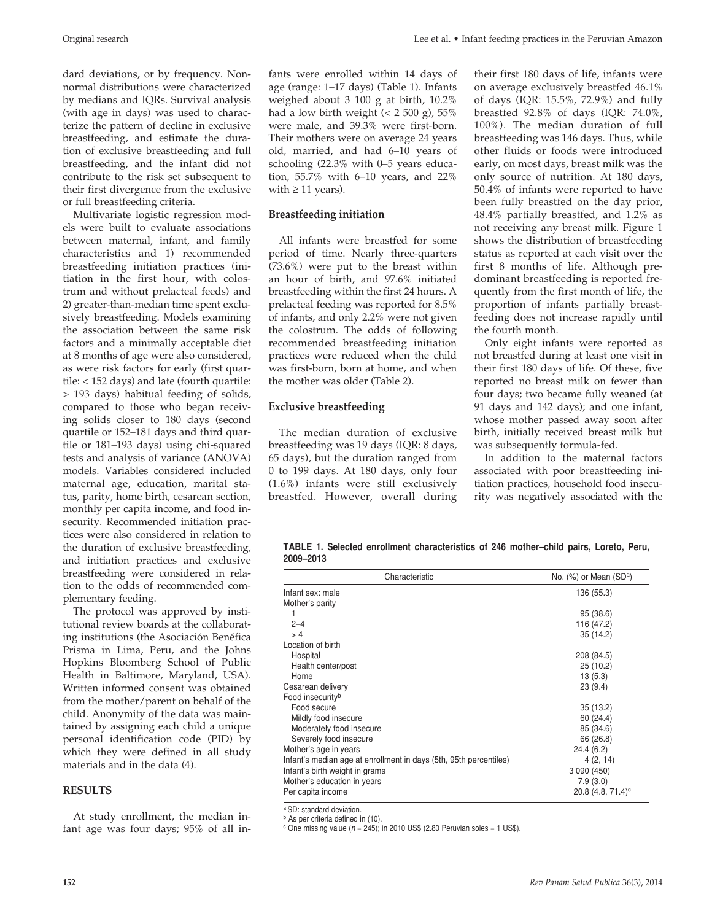dard deviations, or by frequency. Non-normal distributions were characterized by medians and IQRs. Survival analysis (with age in days) was used to characterize the pattern of decline in exclusive breastfeeding, and estimate the duration of exclusive breastfeeding and full breastfeeding, and the infant did not contribute to the risk set subsequent to their first divergence from the exclusive or full breastfeeding criteria.

Multivariate logistic regression models were built to evaluate associations between maternal, infant, and family characteristics and 1) recommended breastfeeding initiation practices (initiation in the first hour, with colostrum and without prelacteal feeds) and 2) greater-than-median time spent exclusively breastfeeding. Models examining the association between the same risk factors and a minimally acceptable diet at 8 months of age were also considered, as were risk factors for early (first quartile: < 152 days) and late (fourth quartile: > 193 days) habitual feeding of solids, compared to those who began receiving solids closer to 180 days (second quartile or 152–181 days and third quartile or 181–193 days) using chi-squared tests and analysis of variance (ANOVA) models. Variables considered included maternal age, education, marital status, parity, home birth, cesarean section, monthly per capita income, and food insecurity. Recommended initiation practices were also considered in relation to the duration of exclusive breastfeeding, and initiation practices and exclusive breastfeeding were considered in relation to the odds of recommended complementary feeding.

The protocol was approved by institutional review boards at the collaborating institutions (the Asociación Benéfica Prisma in Lima, Peru, and the Johns Hopkins Bloomberg School of Public Health in Baltimore, Maryland, USA). Written informed consent was obtained from the mother/parent on behalf of the child. Anonymity of the data was maintained by assigning each child a unique personal identification code (PID) by which they were defined in all study materials and in the data (4).

## RESULTS

At study enrollment, the median infant age was four days; 95% of all infants were enrolled within 14 days of age (range: 1–17 days) (Table 1). Infants weighed about 3 100 g at birth, 10.2% had a low birth weight (< 2 500 g), 55% were male, and 39.3% were first-born. Their mothers were on average 24 years old, married, and had 6–10 years of schooling (22.3% with 0–5 years education, 55.7% with 6–10 years, and 22% with ≥ 11 years).

### Breastfeeding initiation

All infants were breastfed for some period of time. Nearly three-quarters (73.6%) were put to the breast within an hour of birth, and 97.6% initiated breastfeeding within the first 24 hours. A prelacteal feeding was reported for 8.5% of infants, and only 2.2% were not given the colostrum. The odds of following recommended breastfeeding initiation practices were reduced when the child was first-born, born at home, and when the mother was older (Table 2).

### Exclusive breastfeeding

The median duration of exclusive breastfeeding was 19 days (IQR: 8 days, 65 days), but the duration ranged from 0 to 199 days. At 180 days, only four (1.6%) infants were still exclusively breastfed. However, overall during their first 180 days of life, infants were on average exclusively breastfed 46.1% of days (IQR: 15.5%, 72.9%) and fully breastfed 92.8% of days (IQR: 74.0%, 100%). The median duration of full breastfeeding was 146 days. Thus, while other fluids or foods were introduced early, on most days, breast milk was the only source of nutrition. At 180 days, 50.4% of infants were reported to have been fully breastfed on the day prior, 48.4% partially breastfed, and 1.2% as not receiving any breast milk. Figure 1 shows the distribution of breastfeeding status as reported at each visit over the first 8 months of life. Although predominant breastfeeding is reported frequently from the first month of life, the proportion of infants partially breastfeeding does not increase rapidly until the fourth month.

Only eight infants were reported as not breastfed during at least one visit in their first 180 days of life. Of these, five reported no breast milk on fewer than four days; two became fully weaned (at 91 days and 142 days); and one infant, whose mother passed away soon after birth, initially received breast milk but was subsequently formula-fed.

In addition to the maternal factors associated with poor breastfeeding initiation practices, household food insecurity was negatively associated with the

**TABLE 1. Selected enrollment characteristics of 246 mother–child pairs, Loreto, Peru, 2009–2013**

| Characteristic | No. (%) or Mean (SD[a]) |
|---|---|
| Infant sex: male | 136 (55.3) |
| Mother's parity | |
| 1 | 95 (38.6) |
| 2–4 | 116 (47.2) |
| > 4 | 35 (14.2) |
| Location of birth | |
| Hospital | 208 (84.5) |
| Health center/post | 25 (10.2) |
| Home | 13 (5.3) |
| Cesarean delivery | 23 (9.4) |
| Food insecurity[b] | |
| Food secure | 35 (13.2) |
| Mildly food insecure | 60 (24.4) |
| Moderately food insecure | 85 (34.6) |
| Severely food insecure | 66 (26.8) |
| Mother's age in years | 24.4 (6.2) |
| Infant's median age at enrollment in days (5th, 95th percentiles) | 4 (2, 14) |
| Infant's birth weight in grams | 3 090 (450) |
| Mother's education in years | 7.9 (3.0) |
| Per capita income | 20.8 (4.8, 71.4)[c] |

[a] SD: standard deviation.
[b] As per criteria defined in (10).
[c] One missing value ($n$ = 245); in 2010 US$ (2.80 Peruvian soles = 1 US$).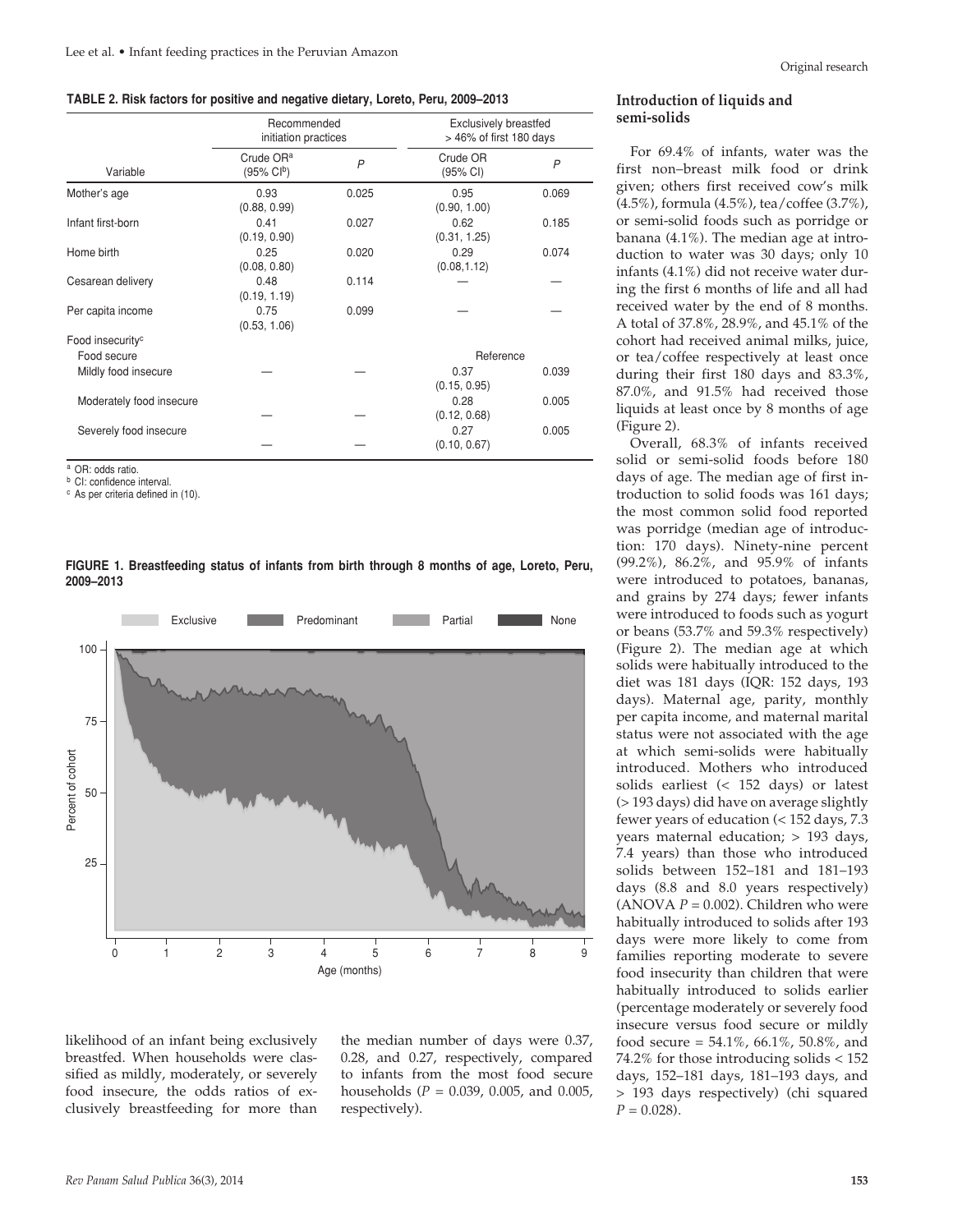**TABLE 2. Risk factors for positive and negative dietary, Loreto, Peru, 2009–2013**

| Variable | Recommended initiation practices | | Exclusively breastfed > 46% of first 180 days | |
|---|---|---|---|---|
| | Crude OR[a] (95% CI[b]) | P | Crude OR (95% CI) | P |
| Mother's age | 0.93 (0.88, 0.99) | 0.025 | 0.95 (0.90, 1.00) | 0.069 |
| Infant first-born | 0.41 (0.19, 0.90) | 0.027 | 0.62 (0.31, 1.25) | 0.185 |
| Home birth | 0.25 (0.08, 0.80) | 0.020 | 0.29 (0.08,1.12) | 0.074 |
| Cesarean delivery | 0.48 (0.19, 1.19) | 0.114 | — | — |
| Per capita income | 0.75 (0.53, 1.06) | 0.099 | — | — |
| Food insecurity[c] | | | | |
| Food secure | | | Reference | |
| Mildly food insecure | — | — | 0.37 (0.15, 0.95) | 0.039 |
| Moderately food insecure | — | — | 0.28 (0.12, 0.68) | 0.005 |
| Severely food insecure | — | — | 0.27 (0.10, 0.67) | 0.005 |

[a] OR: odds ratio.
[b] CI: confidence interval.
[c] As per criteria defined in (10).

**FIGURE 1. Breastfeeding status of infants from birth through 8 months of age, Loreto, Peru, 2009–2013**

likelihood of an infant being exclusively breastfed. When households were classified as mildly, moderately, or severely food insecure, the odds ratios of exclusively breastfeeding for more than the median number of days were 0.37, 0.28, and 0.27, respectively, compared to infants from the most food secure households ($P = 0.039$, 0.005, and 0.005, respectively).

### Introduction of liquids and semi-solids

For 69.4% of infants, water was the first non–breast milk food or drink given; others first received cow's milk (4.5%), formula (4.5%), tea/coffee (3.7%), or semi-solid foods such as porridge or banana (4.1%). The median age at introduction to water was 30 days; only 10 infants (4.1%) did not receive water during the first 6 months of life and all had received water by the end of 8 months. A total of 37.8%, 28.9%, and 45.1% of the cohort had received animal milks, juice, or tea/coffee respectively at least once during their first 180 days and 83.3%, 87.0%, and 91.5% had received those liquids at least once by 8 months of age (Figure 2).

Overall, 68.3% of infants received solid or semi-solid foods before 180 days of age. The median age of first introduction to solid foods was 161 days; the most common solid food reported was porridge (median age of introduction: 170 days). Ninety-nine percent (99.2%), 86.2%, and 95.9% of infants were introduced to potatoes, bananas, and grains by 274 days; fewer infants were introduced to foods such as yogurt or beans (53.7% and 59.3% respectively) (Figure 2). The median age at which solids were habitually introduced to the diet was 181 days (IQR: 152 days, 193 days). Maternal age, parity, monthly per capita income, and maternal marital status were not associated with the age at which semi-solids were habitually introduced. Mothers who introduced solids earliest (< 152 days) or latest (> 193 days) did have on average slightly fewer years of education (< 152 days, 7.3 years maternal education; > 193 days, 7.4 years) than those who introduced solids between 152–181 and 181–193 days (8.8 and 8.0 years respectively) (ANOVA $P = 0.002$). Children who were habitually introduced to solids after 193 days were more likely to come from families reporting moderate to severe food insecurity than children that were habitually introduced to solids earlier (percentage moderately or severely food insecure versus food secure or mildly food secure = 54.1%, 66.1%, 50.8%, and 74.2% for those introducing solids < 152 days, 152–181 days, 181–193 days, and > 193 days respectively) (chi squared $P = 0.028$).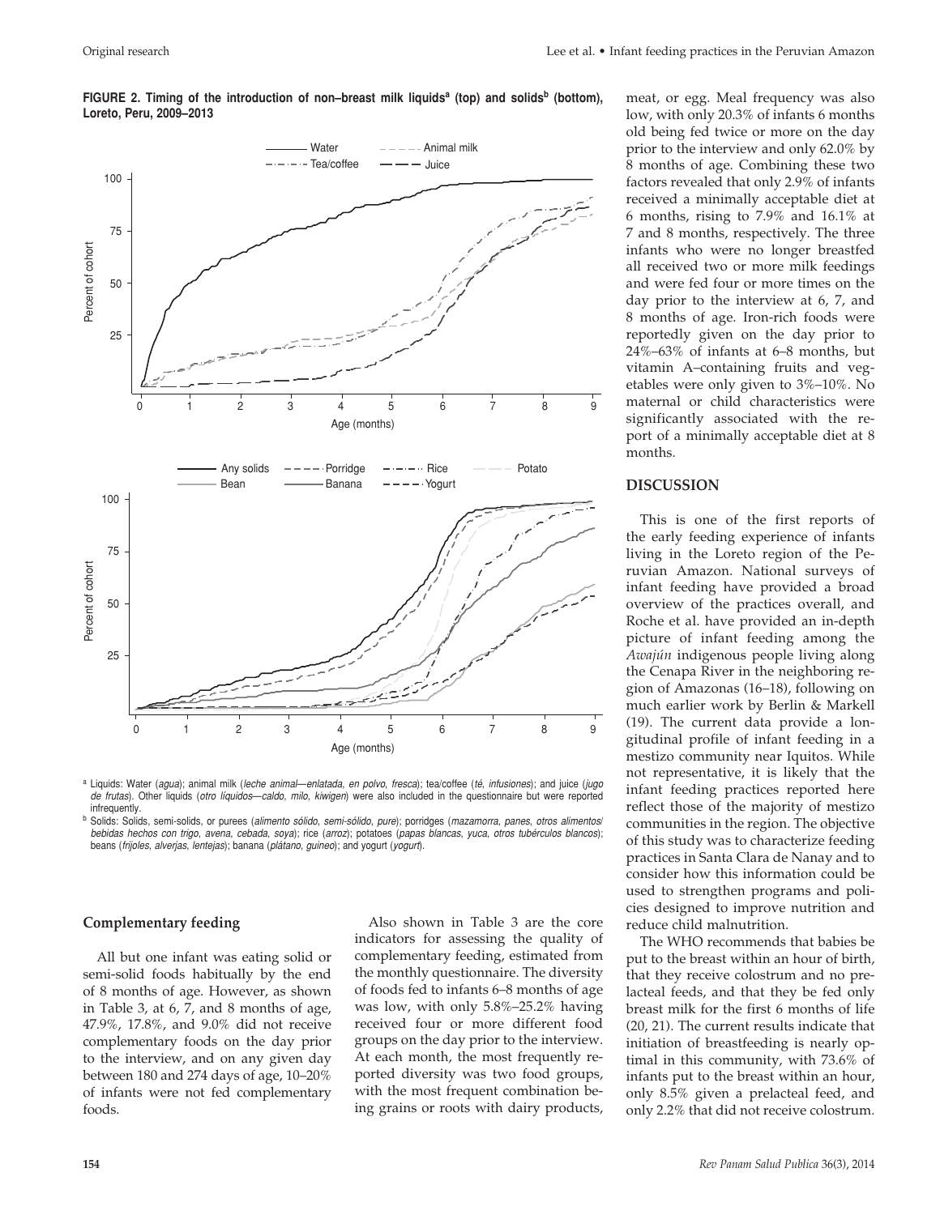**FIGURE 2. Timing of the introduction of non–breast milk liquids[a] (top) and solids[b] (bottom), Loreto, Peru, 2009–2013**

[a] Liquids: Water (*agua*); animal milk (*leche animal—enlatada, en polvo, fresca*); tea/coffee (*té, infusiones*); and juice (*jugo de frutas*). Other liquids (*otro líquidos—caldo, milo, kiwigen*) were also included in the questionnaire but were reported infrequently.

[b] Solids: Solids, semi-solids, or purees (*alimento sólido, semi-sólido, pure*); porridges (*mazamorra, panes, otros alimentos/bebidas hechos con trigo, avena, cebada, soya*); rice (*arroz*); potatoes (*papas blancas, yuca, otros tubérculos blancos*); beans (*frijoles, alverjas, lentejas*); banana (*plátano, guineo*); and yogurt (*yogurt*).

### Complementary feeding

All but one infant was eating solid or semi-solid foods habitually by the end of 8 months of age. However, as shown in Table 3, at 6, 7, and 8 months of age, 47.9%, 17.8%, and 9.0% did not receive complementary foods on the day prior to the interview, and on any given day between 180 and 274 days of age, 10–20% of infants were not fed complementary foods.

Also shown in Table 3 are the core indicators for assessing the quality of complementary feeding, estimated from the monthly questionnaire. The diversity of foods fed to infants 6–8 months of age was low, with only 5.8%–25.2% having received four or more different food groups on the day prior to the interview. At each month, the most frequently reported diversity was two food groups, with the most frequent combination being grains or roots with dairy products, meat, or egg. Meal frequency was also low, with only 20.3% of infants 6 months old being fed twice or more on the day prior to the interview and only 62.0% by 8 months of age. Combining these two factors revealed that only 2.9% of infants received a minimally acceptable diet at 6 months, rising to 7.9% and 16.1% at 7 and 8 months, respectively. The three infants who were no longer breastfed all received two or more milk feedings and were fed four or more times on the day prior to the interview at 6, 7, and 8 months of age. Iron-rich foods were reportedly given on the day prior to 24%–63% of infants at 6–8 months, but vitamin A–containing fruits and vegetables were only given to 3%–10%. No maternal or child characteristics were significantly associated with the report of a minimally acceptable diet at 8 months.

## DISCUSSION

This is one of the first reports of the early feeding experience of infants living in the Loreto region of the Peruvian Amazon. National surveys of infant feeding have provided a broad overview of the practices overall, and Roche et al. have provided an in-depth picture of infant feeding among the *Awajún* indigenous people living along the Cenapa River in the neighboring region of Amazonas (16–18), following on much earlier work by Berlin & Markell (19). The current data provide a longitudinal profile of infant feeding in a mestizo community near Iquitos. While not representative, it is likely that the infant feeding practices reported here reflect those of the majority of mestizo communities in the region. The objective of this study was to characterize feeding practices in Santa Clara de Nanay and to consider how this information could be used to strengthen programs and policies designed to improve nutrition and reduce child malnutrition.

The WHO recommends that babies be put to the breast within an hour of birth, that they receive colostrum and no prelacteal feeds, and that they be fed only breast milk for the first 6 months of life (20, 21). The current results indicate that initiation of breastfeeding is nearly optimal in this community, with 73.6% of infants put to the breast within an hour, only 8.5% given a prelacteal feed, and only 2.2% that did not receive colostrum.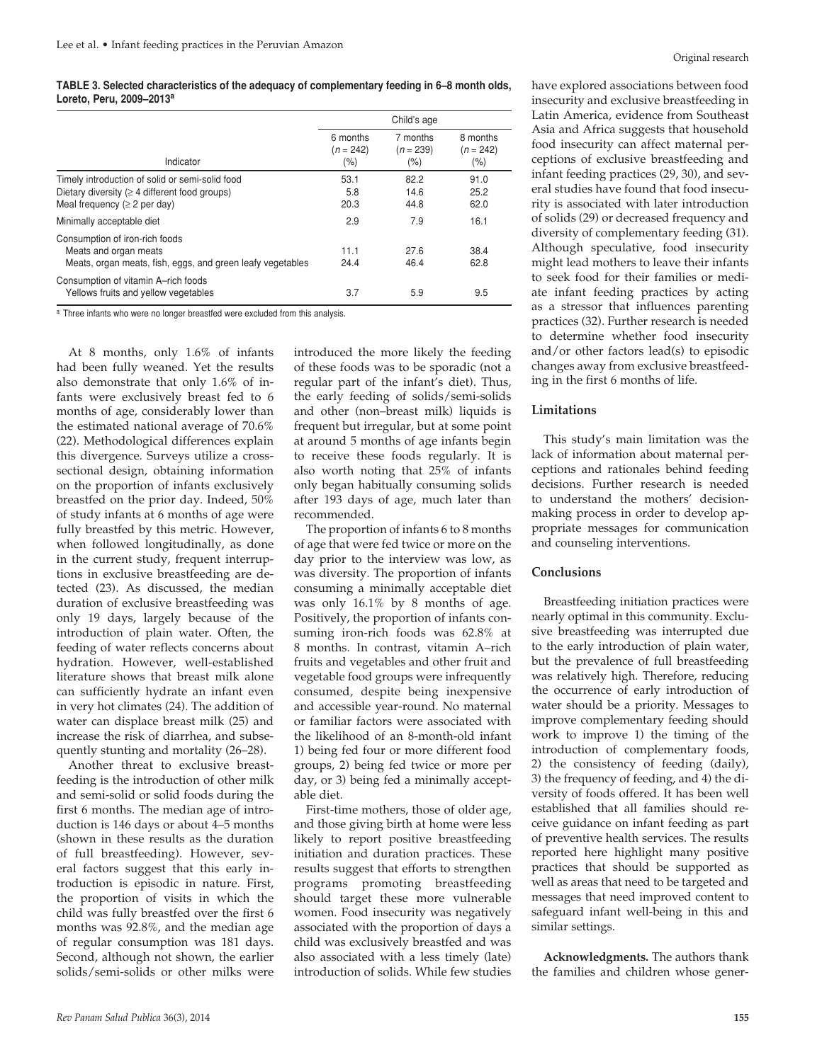**TABLE 3. Selected characteristics of the adequacy of complementary feeding in 6–8 month olds, Loreto, Peru, 2009–2013[a]**

| Indicator | Child's age | | |
|---|---|---|---|
| | 6 months ($n$ = 242) (%) | 7 months ($n$ = 239) (%) | 8 months ($n$ = 242) (%) |
| Timely introduction of solid or semi-solid food | 53.1 | 82.2 | 91.0 |
| Dietary diversity (≥ 4 different food groups) | 5.8 | 14.6 | 25.2 |
| Meal frequency (≥ 2 per day) | 20.3 | 44.8 | 62.0 |
| Minimally acceptable diet | 2.9 | 7.9 | 16.1 |
| Consumption of iron-rich foods | | | |
| Meats and organ meats | 11.1 | 27.6 | 38.4 |
| Meats, organ meats, fish, eggs, and green leafy vegetables | 24.4 | 46.4 | 62.8 |
| Consumption of vitamin A–rich foods | | | |
| Yellows fruits and yellow vegetables | 3.7 | 5.9 | 9.5 |

[a] Three infants who were no longer breastfed were excluded from this analysis.

At 8 months, only 1.6% of infants had been fully weaned. Yet the results also demonstrate that only 1.6% of infants were exclusively breast fed to 6 months of age, considerably lower than the estimated national average of 70.6% (22). Methodological differences explain this divergence. Surveys utilize a cross-sectional design, obtaining information on the proportion of infants exclusively breastfed on the prior day. Indeed, 50% of study infants at 6 months of age were fully breastfed by this metric. However, when followed longitudinally, as done in the current study, frequent interruptions in exclusive breastfeeding are detected (23). As discussed, the median duration of exclusive breastfeeding was only 19 days, largely because of the introduction of plain water. Often, the feeding of water reflects concerns about hydration. However, well-established literature shows that breast milk alone can sufficiently hydrate an infant even in very hot climates (24). The addition of water can displace breast milk (25) and increase the risk of diarrhea, and subsequently stunting and mortality (26–28).

Another threat to exclusive breastfeeding is the introduction of other milk and semi-solid or solid foods during the first 6 months. The median age of introduction is 146 days or about 4–5 months (shown in these results as the duration of full breastfeeding). However, several factors suggest that this early introduction is episodic in nature. First, the proportion of visits in which the child was fully breastfed over the first 6 months was 92.8%, and the median age of regular consumption was 181 days. Second, although not shown, the earlier solids/semi-solids or other milks were introduced the more likely the feeding of these foods was to be sporadic (not a regular part of the infant's diet). Thus, the early feeding of solids/semi-solids and other (non–breast milk) liquids is frequent but irregular, but at some point at around 5 months of age infants begin to receive these foods regularly. It is also worth noting that 25% of infants only began habitually consuming solids after 193 days of age, much later than recommended.

The proportion of infants 6 to 8 months of age that were fed twice or more on the day prior to the interview was low, as was diversity. The proportion of infants consuming a minimally acceptable diet was only 16.1% by 8 months of age. Positively, the proportion of infants consuming iron-rich foods was 62.8% at 8 months. In contrast, vitamin A–rich fruits and vegetables and other fruit and vegetable food groups were infrequently consumed, despite being inexpensive and accessible year-round. No maternal or familiar factors were associated with the likelihood of an 8-month-old infant 1) being fed four or more different food groups, 2) being fed twice or more per day, or 3) being fed a minimally acceptable diet.

First-time mothers, those of older age, and those giving birth at home were less likely to report positive breastfeeding initiation and duration practices. These results suggest that efforts to strengthen programs promoting breastfeeding should target these more vulnerable women. Food insecurity was negatively associated with the proportion of days a child was exclusively breastfed and was also associated with a less timely (late) introduction of solids. While few studies have explored associations between food insecurity and exclusive breastfeeding in Latin America, evidence from Southeast Asia and Africa suggests that household food insecurity can affect maternal perceptions of exclusive breastfeeding and infant feeding practices (29, 30), and several studies have found that food insecurity is associated with later introduction of solids (29) or decreased frequency and diversity of complementary feeding (31). Although speculative, food insecurity might lead mothers to leave their infants to seek food for their families or mediate infant feeding practices by acting as a stressor that influences parenting practices (32). Further research is needed to determine whether food insecurity and/or other factors lead(s) to episodic changes away from exclusive breastfeeding in the first 6 months of life.

### Limitations

This study's main limitation was the lack of information about maternal perceptions and rationales behind feeding decisions. Further research is needed to understand the mothers' decision-making process in order to develop appropriate messages for communication and counseling interventions.

### Conclusions

Breastfeeding initiation practices were nearly optimal in this community. Exclusive breastfeeding was interrupted due to the early introduction of plain water, but the prevalence of full breastfeeding was relatively high. Therefore, reducing the occurrence of early introduction of water should be a priority. Messages to improve complementary feeding should work to improve 1) the timing of the introduction of complementary foods, 2) the consistency of feeding (daily), 3) the frequency of feeding, and 4) the diversity of foods offered. It has been well established that all families should receive guidance on infant feeding as part of preventive health services. The results reported here highlight many positive practices that should be supported as well as areas that need to be targeted and messages that need improved content to safeguard infant well-being in this and similar settings.

**Acknowledgments.** The authors thank the families and children whose gener-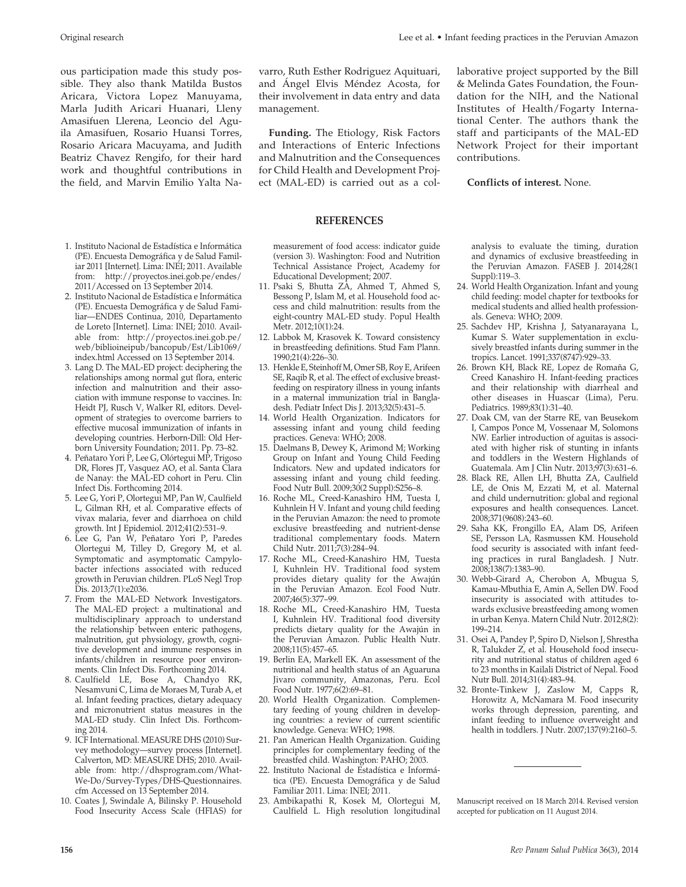ous participation made this study possible. They also thank Matilda Bustos Aricara, Victora Lopez Manuyama, Marla Judith Aricari Huanari, Lleny Amasifuen Llerena, Leoncio del Aguila Amasifuen, Rosario Huansi Torres, Rosario Aricara Macuyama, and Judith Beatriz Chavez Rengifo, for their hard work and thoughtful contributions in the field, and Marvin Emilio Yalta Navarro, Ruth Esther Rodriguez Aquituari, and Ángel Elvis Méndez Acosta, for their involvement in data entry and data management.

**Funding.** The Etiology, Risk Factors and Interactions of Enteric Infections and Malnutrition and the Consequences for Child Health and Development Project (MAL-ED) is carried out as a collaborative project supported by the Bill & Melinda Gates Foundation, the Foundation for the NIH, and the National Institutes of Health/Fogarty International Center. The authors thank the staff and participants of the MAL-ED Network Project for their important contributions.

**Conflicts of interest.** None.

## REFERENCES

1. Instituto Nacional de Estadística e Informática (PE). Encuesta Demográfica y de Salud Familiar 2011 [Internet]. Lima: INEI; 2011. Available from: http://proyectos.inei.gob.pe/endes/2011/Accessed on 13 September 2014.
2. Instituto Nacional de Estadística e Informática (PE). Encuesta Demográfica y de Salud Familiar—ENDES Continua, 2010, Departamento de Loreto [Internet]. Lima: INEI; 2010. Available from: http://proyectos.inei.gob.pe/web/biblioineipub/bancopub/Est/Lib1069/index.html Accessed on 13 September 2014.
3. Lang D. The MAL-ED project: deciphering the relationships among normal gut flora, enteric infection and malnutrition and their association with immune response to vaccines. In: Heidt PJ, Rusch V, Walker RI, editors. Development of strategies to overcome barriers to effective mucosal immunization of infants in developing countries. Herborn-Dill: Old Herborn University Foundation; 2011. Pp. 73–82.
4. Peñataro Yori P, Lee G, Olórtegui MP, Trigoso DR, Flores JT, Vasquez AO, et al. Santa Clara de Nanay: the MAL-ED cohort in Peru. Clin Infect Dis. Forthcoming 2014.
5. Lee G, Yori P, Olortegui MP, Pan W, Caulfield L, Gilman RH, et al. Comparative effects of vivax malaria, fever and diarrhoea on child growth. Int J Epidemiol. 2012;41(2):531–9.
6. Lee G, Pan W, Peñataro Yori P, Paredes Olortegui M, Tilley D, Gregory M, et al. Symptomatic and asymptomatic Campylobacter infections associated with reduced growth in Peruvian children. PLoS Negl Trop Dis. 2013;7(1):e2036.
7. From the MAL-ED Network Investigators. The MAL-ED project: a multinational and multidisciplinary approach to understand the relationship between enteric pathogens, malnutrition, gut physiology, growth, cognitive development and immune responses in infants/children in resource poor environments. Clin Infect Dis. Forthcoming 2014.
8. Caulfield LE, Bose A, Chandyo RK, Nesamvuni C, Lima de Moraes M, Turab A, et al. Infant feeding practices, dietary adequacy and micronutrient status measures in the MAL-ED study. Clin Infect Dis. Forthcoming 2014.
9. ICF International. MEASURE DHS (2010) Survey methodology—survey process [Internet]. Calverton, MD: MEASURE DHS; 2010. Available from: http://dhsprogram.com/What-We-Do/Survey-Types/DHS-Questionnaires.cfm Accessed on 13 September 2014.
10. Coates J, Swindale A, Bilinsky P. Household Food Insecurity Access Scale (HFIAS) for measurement of food access: indicator guide (version 3). Washington: Food and Nutrition Technical Assistance Project, Academy for Educational Development; 2007.
11. Psaki S, Bhutta ZA, Ahmed T, Ahmed S, Bessong P, Islam M, et al. Household food access and child malnutrition: results from the eight-country MAL-ED study. Popul Health Metr. 2012;10(1):24.
12. Labbok M, Krasovek K. Toward consistency in breastfeeding definitions. Stud Fam Plann. 1990;21(4):226–30.
13. Henkle E, Steinhoff M, Omer SB, Roy E, Arifeen SE, Raqib R, et al. The effect of exclusive breastfeeding on respiratory illness in young infants in a maternal immunization trial in Bangladesh. Pediatr Infect Dis J. 2013;32(5):431–5.
14. World Health Organization. Indicators for assessing infant and young child feeding practices. Geneva: WHO; 2008.
15. Daelmans B, Dewey K, Arimond M; Working Group on Infant and Young Child Feeding Indicators. New and updated indicators for assessing infant and young child feeding. Food Nutr Bull. 2009;30(2 Suppl):S256–8.
16. Roche ML, Creed-Kanashiro HM, Tuesta I, Kuhnlein H V. Infant and young child feeding in the Peruvian Amazon: the need to promote exclusive breastfeeding and nutrient-dense traditional complementary foods. Matern Child Nutr. 2011;7(3):284–94.
17. Roche ML, Creed-Kanashiro HM, Tuesta I, Kuhnlein HV. Traditional food system provides dietary quality for the Awajún in the Peruvian Amazon. Ecol Food Nutr. 2007;46(5):377–99.
18. Roche ML, Creed-Kanashiro HM, Tuesta I, Kuhnlein HV. Traditional food diversity predicts dietary quality for the Awajún in the Peruvian Amazon. Public Health Nutr. 2008;11(5):457–65.
19. Berlin EA, Markell EK. An assessment of the nutritional and health status of an Aguaruna Jivaro community, Amazonas, Peru. Ecol Food Nutr. 1977;6(2):69–81.
20. World Health Organization. Complementary feeding of young children in developing countries: a review of current scientific knowledge. Geneva: WHO; 1998.
21. Pan American Health Organization. Guiding principles for complementary feeding of the breastfed child. Washington: PAHO; 2003.
22. Instituto Nacional de Estadística e Informática (PE). Encuesta Demográfica y de Salud Familiar 2011. Lima: INEI; 2011.
23. Ambikapathi R, Kosek M, Olortegui M, Caulfield L. High resolution longitudinal analysis to evaluate the timing, duration and dynamics of exclusive breastfeeding in the Peruvian Amazon. FASEB J. 2014;28(1 Suppl):119–3.
24. World Health Organization. Infant and young child feeding: model chapter for textbooks for medical students and allied health professionals. Geneva: WHO; 2009.
25. Sachdev HP, Krishna J, Satyanarayana L, Kumar S. Water supplementation in exclusively breastfed infants during summer in the tropics. Lancet. 1991;337(8747):929–33.
26. Brown KH, Black RE, Lopez de Romaña G, Creed Kanashiro H. Infant-feeding practices and their relationship with diarrheal and other diseases in Huascar (Lima), Peru. Pediatrics. 1989;83(1):31–40.
27. Doak CM, van der Starre RE, van Beusekom I, Campos Ponce M, Vossenaar M, Solomons NW. Earlier introduction of aguitas is associated with higher risk of stunting in infants and toddlers in the Western Highlands of Guatemala. Am J Clin Nutr. 2013;97(3):631–6.
28. Black RE, Allen LH, Bhutta ZA, Caulfield LE, de Onis M, Ezzati M, et al. Maternal and child undernutrition: global and regional exposures and health consequences. Lancet. 2008;371(9608):243–60.
29. Saha KK, Frongillo EA, Alam DS, Arifeen SE, Persson LA, Rasmussen KM. Household food security is associated with infant feeding practices in rural Bangladesh. J Nutr. 2008;138(7):1383–90.
30. Webb-Girard A, Cherobon A, Mbugua S, Kamau-Mbuthia E, Amin A, Sellen DW. Food insecurity is associated with attitudes towards exclusive breastfeeding among women in urban Kenya. Matern Child Nutr. 2012;8(2):199–214.
31. Osei A, Pandey P, Spiro D, Nielson J, Shrestha R, Talukder Z, et al. Household food insecurity and nutritional status of children aged 6 to 23 months in Kailali District of Nepal. Food Nutr Bull. 2014;31(4):483–94.
32. Bronte-Tinkew J, Zaslow M, Capps R, Horowitz A, McNamara M. Food insecurity works through depression, parenting, and infant feeding to influence overweight and health in toddlers. J Nutr. 2007;137(9):2160–5.

Manuscript received on 18 March 2014. Revised version accepted for publication on 11 August 2014.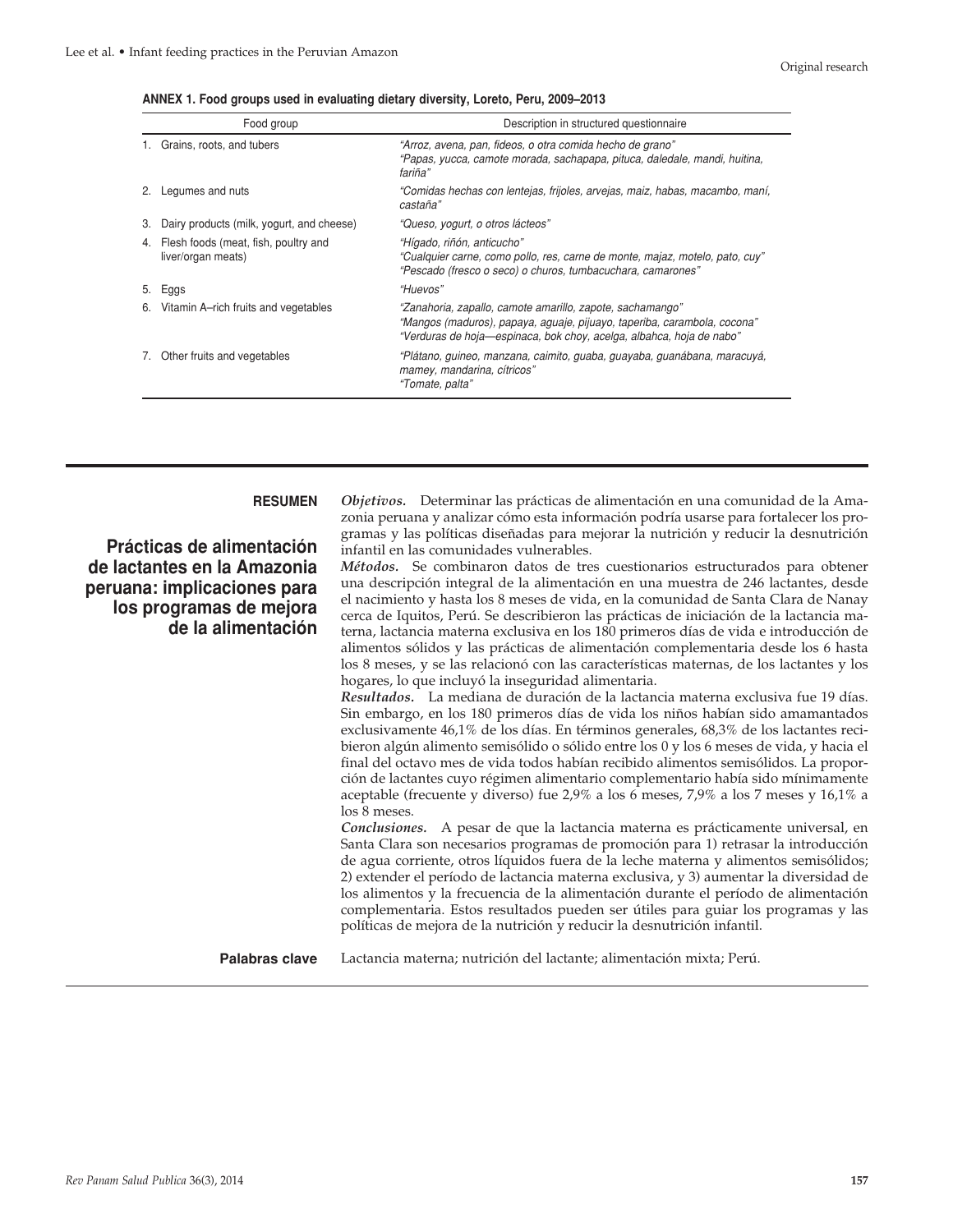**ANNEX 1. Food groups used in evaluating dietary diversity, Loreto, Peru, 2009–2013**

| Food group | Description in structured questionnaire |
|---|---|
| 1. Grains, roots, and tubers | *"Arroz, avena, pan, fideos, o otra comida hecho de grano"*<br>*"Papas, yucca, camote morada, sachapapa, pituca, daledale, mandi, huitina, fariña"* |
| 2. Legumes and nuts | *"Comidas hechas con lentejas, frijoles, arvejas, maiz, habas, macambo, maní, castaña"* |
| 3. Dairy products (milk, yogurt, and cheese) | *"Queso, yogurt, o otros lácteos"* |
| 4. Flesh foods (meat, fish, poultry and liver/organ meats) | *"Hígado, riñón, anticucho"*<br>*"Cualquier carne, como pollo, res, carne de monte, majaz, motelo, pato, cuy"*<br>*"Pescado (fresco o seco) o churos, tumbacuchara, camarones"* |
| 5. Eggs | *"Huevos"* |
| 6. Vitamin A–rich fruits and vegetables | *"Zanahoria, zapallo, camote amarillo, zapote, sachamango"*<br>*"Mangos (maduros), papaya, aguaje, pijuayo, taperiba, carambola, cocona"*<br>*"Verduras de hoja—espinaca, bok choy, acelga, albahca, hoja de nabo"* |
| 7. Other fruits and vegetables | *"Plátano, guineo, manzana, caimito, guaba, guayaba, guanábana, maracuyá, mamey, mandarina, cítricos"*<br>*"Tomate, palta"* |

## RESUMEN

## Prácticas de alimentación de lactantes en la Amazonia peruana: implicaciones para los programas de mejora de la alimentación

***Objetivos.*** Determinar las prácticas de alimentación en una comunidad de la Amazonia peruana y analizar cómo esta información podría usarse para fortalecer los programas y las políticas diseñadas para mejorar la nutrición y reducir la desnutrición infantil en las comunidades vulnerables.

***Métodos.*** Se combinaron datos de tres cuestionarios estructurados para obtener una descripción integral de la alimentación en una muestra de 246 lactantes, desde el nacimiento y hasta los 8 meses de vida, en la comunidad de Santa Clara de Nanay cerca de Iquitos, Perú. Se describieron las prácticas de iniciación de la lactancia materna, lactancia materna exclusiva en los 180 primeros días de vida e introducción de alimentos sólidos y las prácticas de alimentación complementaria desde los 6 hasta los 8 meses, y se las relacionó con las características maternas, de los lactantes y los hogares, lo que incluyó la inseguridad alimentaria.

***Resultados.*** La mediana de duración de la lactancia materna exclusiva fue 19 días. Sin embargo, en los 180 primeros días de vida los niños habían sido amamantados exclusivamente 46,1% de los días. En términos generales, 68,3% de los lactantes recibieron algún alimento semisólido o sólido entre los 0 y los 6 meses de vida, y hacia el final del octavo mes de vida todos habían recibido alimentos semisólidos. La proporción de lactantes cuyo régimen alimentario complementario había sido mínimamente aceptable (frecuente y diverso) fue 2,9% a los 6 meses, 7,9% a los 7 meses y 16,1% a los 8 meses.

***Conclusiones.*** A pesar de que la lactancia materna es prácticamente universal, en Santa Clara son necesarios programas de promoción para 1) retrasar la introducción de agua corriente, otros líquidos fuera de la leche materna y alimentos semisólidos; 2) extender el período de lactancia materna exclusiva, y 3) aumentar la diversidad de los alimentos y la frecuencia de la alimentación durante el período de alimentación complementaria. Estos resultados pueden ser útiles para guiar los programas y las políticas de mejora de la nutrición y reducir la desnutrición infantil.

**Palabras clave** Lactancia materna; nutrición del lactante; alimentación mixta; Perú.